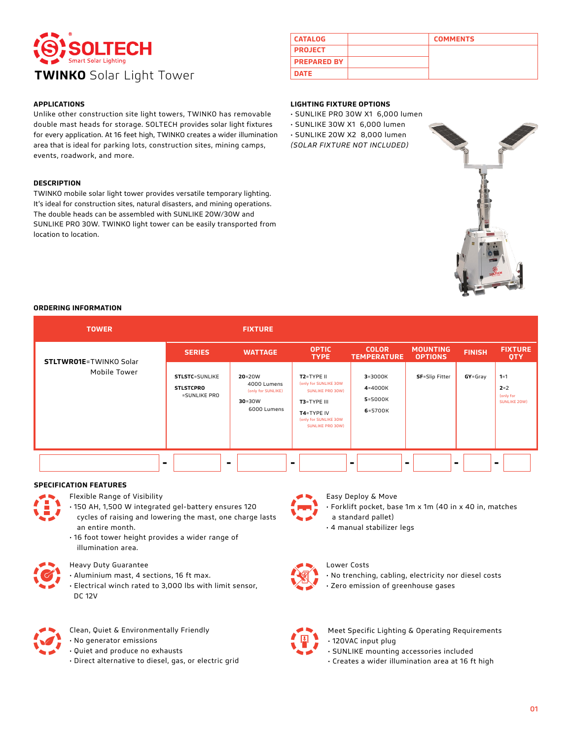# SOLTECH

Smart Solar Lighting

## **TWINKO** Solar Light Tower

| CATALOG | | COMMENTS |
|---|---|---|
| PROJECT | | |
| PREPARED BY | | |
| DATE | | |

### APPLICATIONS

Unlike other construction site light towers, TWINKO has removable double mast heads for storage. SOLTECH provides solar light fixtures for every application. At 16 feet high, TWINKO creates a wider illumination area that is ideal for parking lots, construction sites, mining camps, events, roadwork, and more.

### DESCRIPTION

TWINKO mobile solar light tower provides versatile temporary lighting. It's ideal for construction sites, natural disasters, and mining operations. The double heads can be assembled with SUNLIKE 20W/30W and SUNLIKE PRO 30W. TWINKO light tower can be easily transported from location to location.

### LIGHTING FIXTURE OPTIONS

- SUNLIKE PRO 30W X1 6,000 lumen
- SUNLIKE 30W X1 6,000 lumen
- SUNLIKE 20W X2 8,000 lumen

*(SOLAR FIXTURE NOT INCLUDED)*

### ORDERING INFORMATION

| TOWER | FIXTURE | | | | | | |
|---|---|---|---|---|---|---|---|
| | SERIES | WATTAGE | OPTIC TYPE | COLOR TEMPERATURE | MOUNTING OPTIONS | FINISH | FIXTURE QTY |
| **STLTWR01E**=TWINKO Solar Mobile Tower | **STLSTC**=SUNLIKE<br>**STLSTCPRO**=SUNLIKE PRO | **20**=20W 4000 Lumens (only for SUNLIKE)<br>**30**=30W 6000 Lumens | **T2**=TYPE II (only for SUNLIKE 30W SUNLIKE PRO 30W)<br>**T3**=TYPE III<br>**T4**=TYPE IV (only for SUNLIKE 30W SUNLIKE PRO 30W) | **3**=3000K<br>**4**=4000K<br>**5**=5000K<br>**6**=5700K | **SF**=Slip Fitter | **GY**=Gray | **1**=1<br>**2**=2 (only for SUNLIKE 20W) |
| | - | - | - | - | - | - | - |

### SPECIFICATION FEATURES

**Flexible Range of Visibility**
- 150 AH, 1,500 W integrated gel-battery ensures 120 cycles of raising and lowering the mast, one charge lasts an entire month.
- 16 foot tower height provides a wider range of illumination area.

**Easy Deploy & Move**
- Forklift pocket, base 1m x 1m (40 in x 40 in, matches a standard pallet)
- 4 manual stabilizer legs

**Heavy Duty Guarantee**
- Aluminium mast, 4 sections, 16 ft max.
- Electrical winch rated to 3,000 lbs with limit sensor, DC 12V

**Lower Costs**
- No trenching, cabling, electricity nor diesel costs
- Zero emission of greenhouse gases

**Clean, Quiet & Environmentally Friendly**
- No generator emissions
- Quiet and produce no exhausts
- Direct alternative to diesel, gas, or electric grid

**Meet Specific Lighting & Operating Requirements**
- 120VAC input plug
- SUNLIKE mounting accessories included
- Creates a wider illumination area at 16 ft high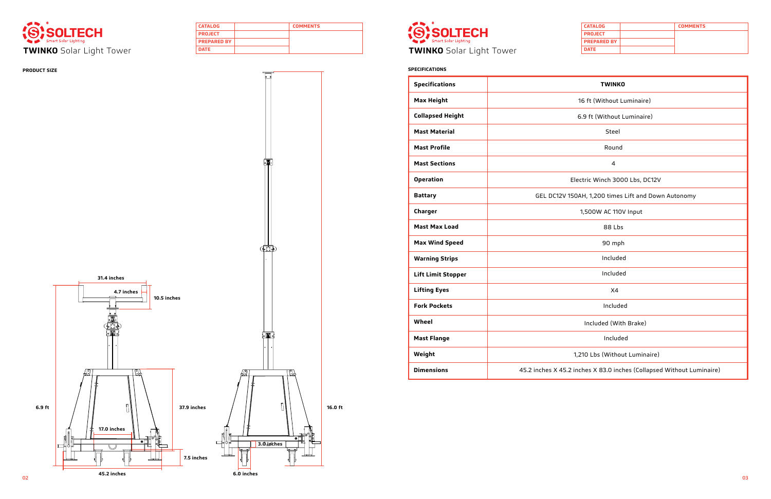**TWINKO** Solar Light Tower

| CATALOG | | COMMENTS |
|---|---|---|
| PROJECT | | |
| PREPARED BY | | |
| DATE | | |

**PRODUCT SIZE**

31.4 inches

4.7 inches

10.5 inches

6.9 ft

37.9 inches

17.0 inches

7.5 inches

45.2 inches

3.0 inches

6.0 inches

16.0 ft

**TWINKO** Solar Light Tower

| CATALOG | | COMMENTS |
|---|---|---|
| PROJECT | | |
| PREPARED BY | | |
| DATE | | |

**SPECIFICATIONS**

| Specifications | TWINKO |
|---|---|
| Max Height | 16 ft (Without Luminaire) |
| Collapsed Height | 6.9 ft (Without Luminaire) |
| Mast Material | Steel |
| Mast Profile | Round |
| Mast Sections | 4 |
| Operation | Electric Winch 3000 Lbs, DC12V |
| Battary | GEL DC12V 150AH, 1,200 times Lift and Down Autonomy |
| Charger | 1,500W AC 110V Input |
| Mast Max Load | 88 Lbs |
| Max Wind Speed | 90 mph |
| Warning Strips | Included |
| Lift Limit Stopper | Included |
| Lifting Eyes | X4 |
| Fork Pockets | Included |
| Wheel | Included (With Brake) |
| Mast Flange | Included |
| Weight | 1,210 Lbs (Without Luminaire) |
| Dimensions | 45.2 inches X 45.2 inches X 83.0 inches (Collapsed Without Luminaire) |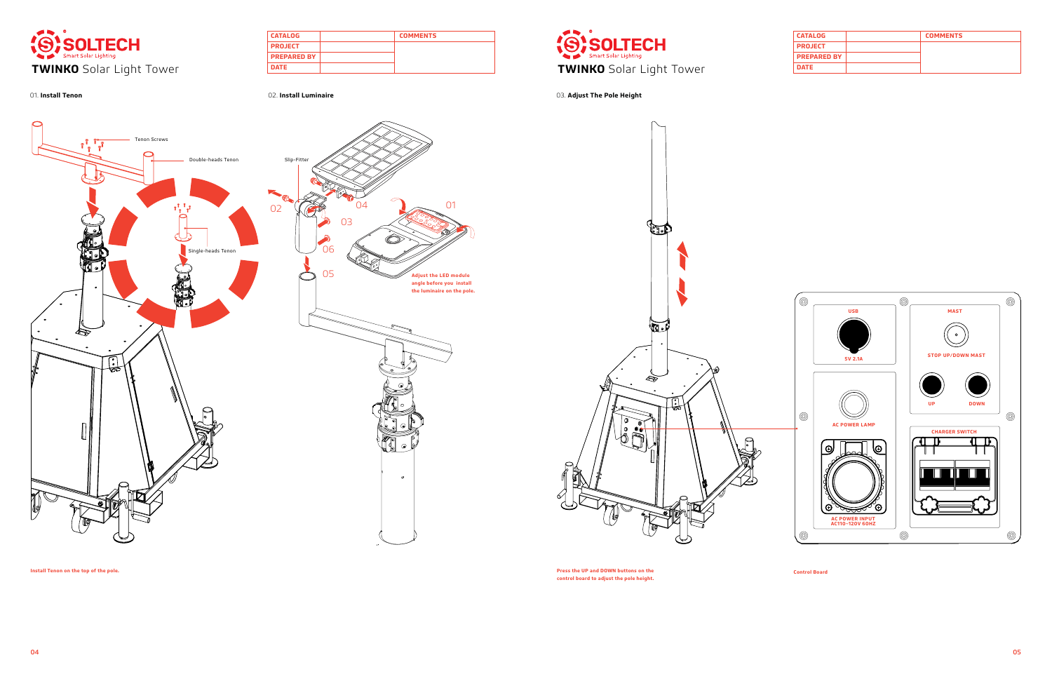# SOLTECH Smart Solar Lighting

## TWINKO Solar Light Tower

| CATALOG | | COMMENTS |
| --- | --- | --- |
| PROJECT | | |
| PREPARED BY | | |
| DATE | | |

01. **Install Tenon**

Tenon Screws

Double-heads Tenon

Single-heads Tenon

**Install Tenon on the top of the pole.**

02. **Install Luminaire**

Slip-Fitter

01 02 03 04 05 06

**Adjust the LED module angle before you install the luminaire on the pole.**

# SOLTECH Smart Solar Lighting

## TWINKO Solar Light Tower

| CATALOG | | COMMENTS |
| --- | --- | --- |
| PROJECT | | |
| PREPARED BY | | |
| DATE | | |

03. **Adjust The Pole Height**

USB

5V 2.1A

MAST

STOP UP/DOWN MAST

UP DOWN

AC POWER LAMP

CHARGER SWITCH

AC POWER INPUT AC110~120V 60HZ

**Press the UP and DOWN buttons on the control board to adjust the pole height.**

**Control Board**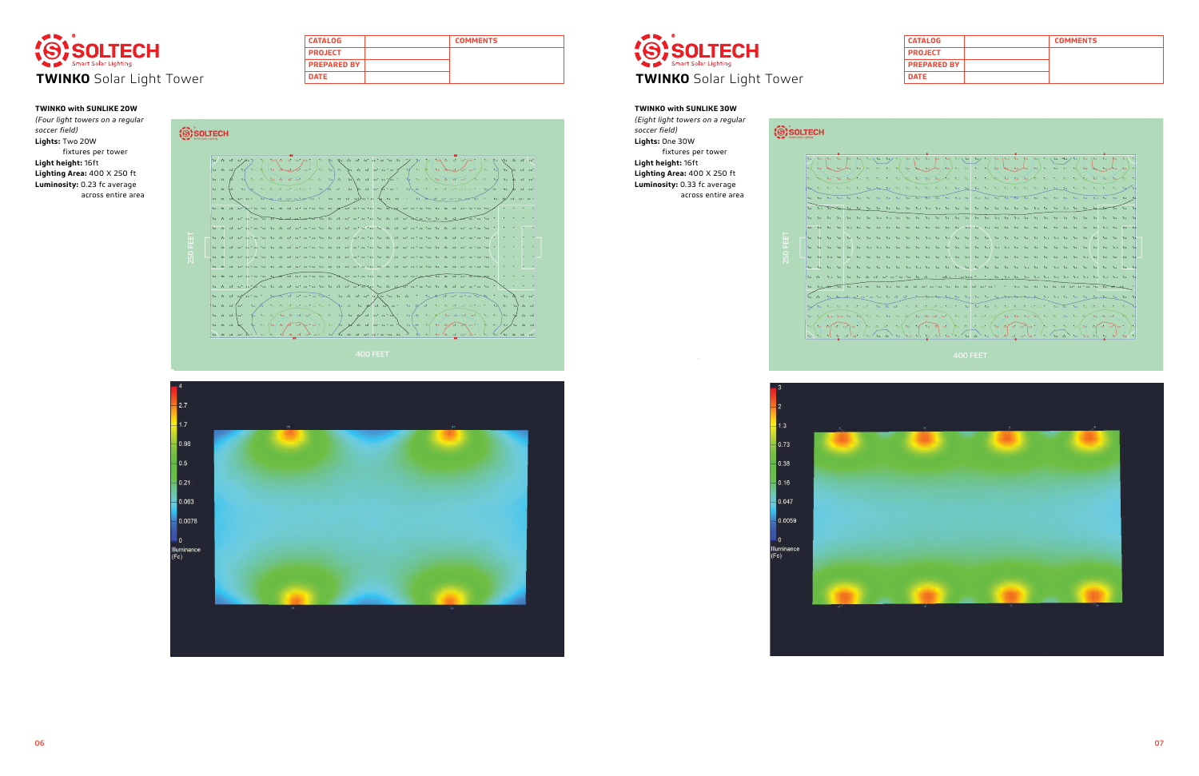# SOLTECH
Smart Solar Lighting

## TWINKO Solar Light Tower

| CATALOG | | COMMENTS |
|---|---|---|
| PROJECT | | |
| PREPARED BY | | |
| DATE | | |

**TWINKO with SUNLIKE 20W**

*(Four light towers on a regular soccer field)*

**Lights:** Two 20W fixtures per tower

**Light height:** 16ft

**Lighting Area:** 400 X 250 ft

**Luminosity:** 0.23 fc average across entire area

250 FEET

400 FEET

Illuminance (Fc): 4, 2.7, 1.7, 0.98, 0.5, 0.21, 0.063, 0.0078, 0

# SOLTECH
Smart Solar Lighting

## TWINKO Solar Light Tower

| CATALOG | | COMMENTS |
|---|---|---|
| PROJECT | | |
| PREPARED BY | | |
| DATE | | |

**TWINKO with SUNLIKE 30W**

*(Eight light towers on a regular soccer field)*

**Lights:** One 30W fixtures per tower

**Light height:** 16ft

**Lighting Area:** 400 X 250 ft

**Luminosity:** 0.33 fc average across entire area

250 FEET

400 FEET

Illuminance (Fc): 3, 2, 1.3, 0.73, 0.38, 0.16, 0.047, 0.0059, 0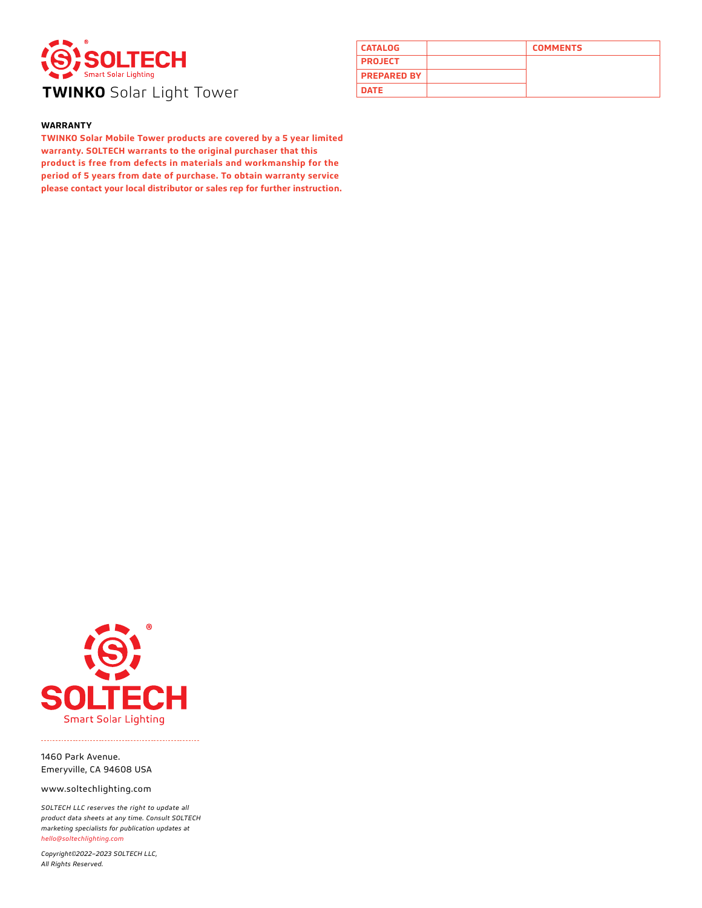SOLTECH®
Smart Solar Lighting

# TWINKO Solar Light Tower

| CATALOG | | COMMENTS |
|---|---|---|
| PROJECT | | |
| PREPARED BY | | |
| DATE | | |

**WARRANTY**

**TWINKO Solar Mobile Tower products are covered by a 5 year limited warranty. SOLTECH warrants to the original purchaser that this product is free from defects in materials and workmanship for the period of 5 years from date of purchase. To obtain warranty service please contact your local distributor or sales rep for further instruction.**

SOLTECH®
Smart Solar Lighting

1460 Park Avenue.
Emeryville, CA 94608 USA

www.soltechlighting.com

*SOLTECH LLC reserves the right to update all product data sheets at any time. Consult SOLTECH marketing specialists for publication updates at hello@soltechlighting.com*

*Copyright©2022–2023 SOLTECH LLC, All Rights Reserved.*